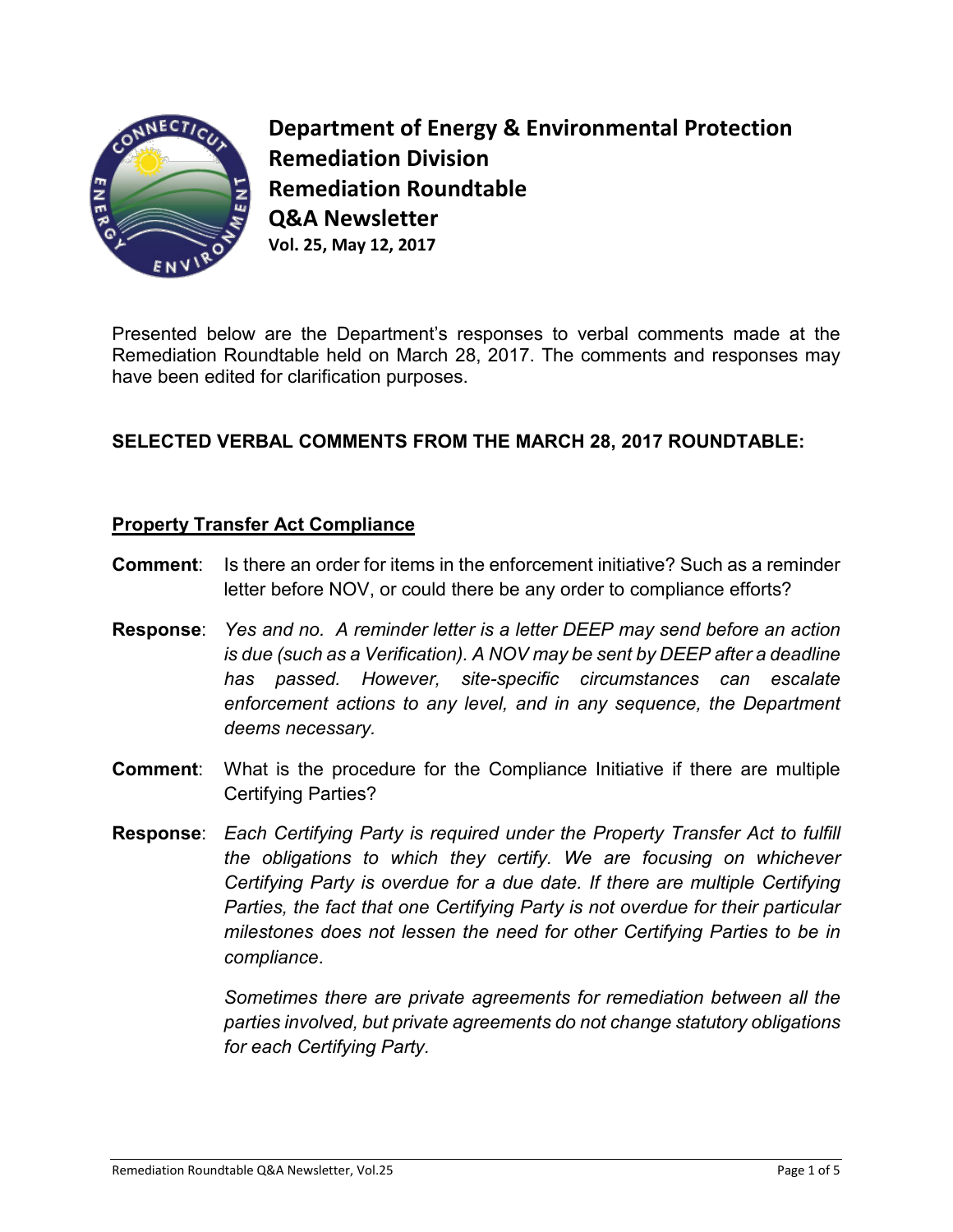# Department of Energy & Environmental Protection
# Remediation Division
# Remediation Roundtable
# Q&A Newsletter

**Vol. 25, May 12, 2017**

Presented below are the Department's responses to verbal comments made at the Remediation Roundtable held on March 28, 2017. The comments and responses may have been edited for clarification purposes.

## SELECTED VERBAL COMMENTS FROM THE MARCH 28, 2017 ROUNDTABLE:

### Property Transfer Act Compliance

**Comment**: Is there an order for items in the enforcement initiative? Such as a reminder letter before NOV, or could there be any order to compliance efforts?

**Response**: *Yes and no. A reminder letter is a letter DEEP may send before an action is due (such as a Verification). A NOV may be sent by DEEP after a deadline has passed. However, site-specific circumstances can escalate enforcement actions to any level, and in any sequence, the Department deems necessary.*

**Comment**: What is the procedure for the Compliance Initiative if there are multiple Certifying Parties?

**Response**: *Each Certifying Party is required under the Property Transfer Act to fulfill the obligations to which they certify. We are focusing on whichever Certifying Party is overdue for a due date. If there are multiple Certifying Parties, the fact that one Certifying Party is not overdue for their particular milestones does not lessen the need for other Certifying Parties to be in compliance.*

*Sometimes there are private agreements for remediation between all the parties involved, but private agreements do not change statutory obligations for each Certifying Party.*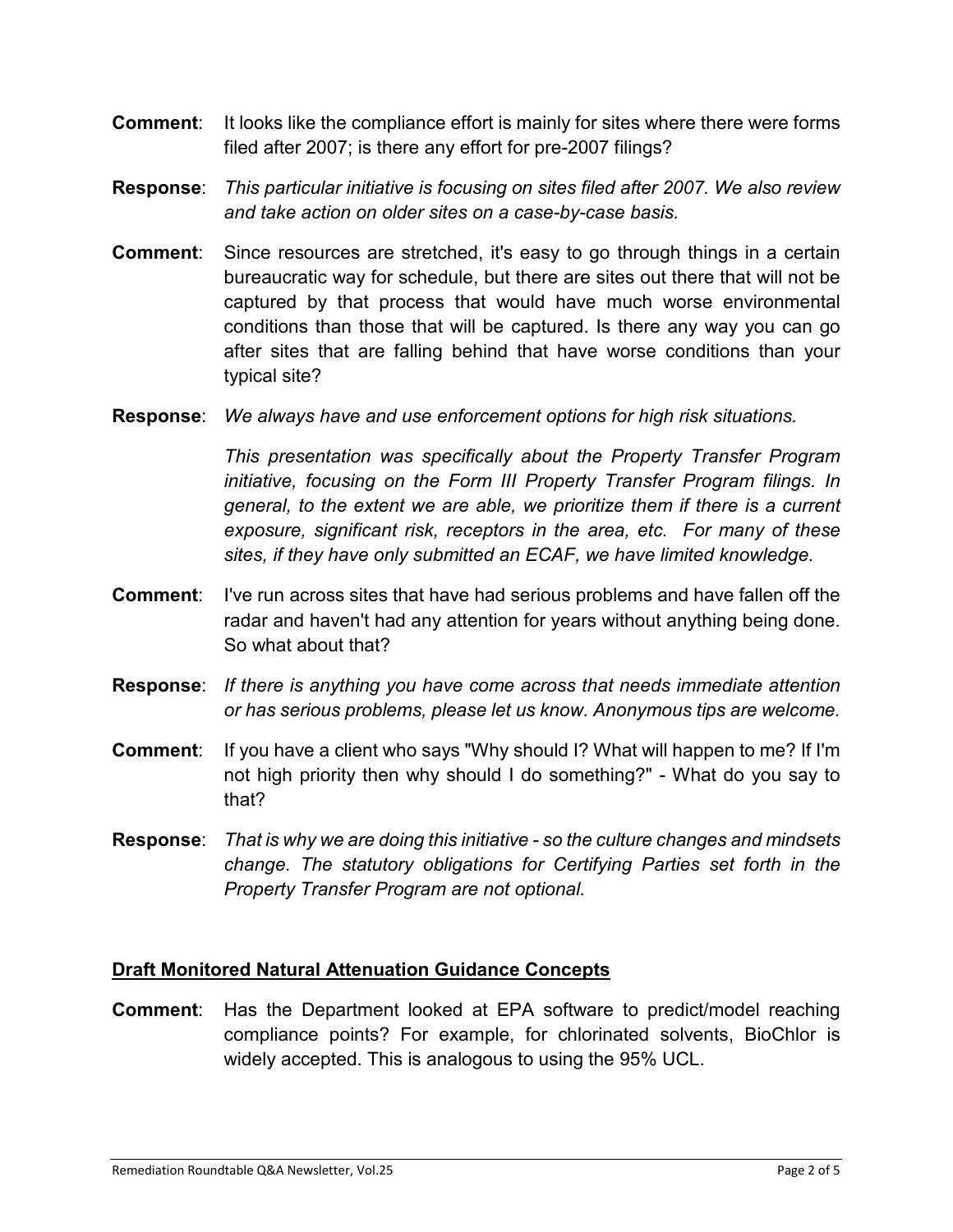**Comment**: It looks like the compliance effort is mainly for sites where there were forms filed after 2007; is there any effort for pre-2007 filings?

**Response**: *This particular initiative is focusing on sites filed after 2007. We also review and take action on older sites on a case-by-case basis.*

**Comment**: Since resources are stretched, it's easy to go through things in a certain bureaucratic way for schedule, but there are sites out there that will not be captured by that process that would have much worse environmental conditions than those that will be captured. Is there any way you can go after sites that are falling behind that have worse conditions than your typical site?

**Response**: *We always have and use enforcement options for high risk situations.*

*This presentation was specifically about the Property Transfer Program initiative, focusing on the Form III Property Transfer Program filings. In general, to the extent we are able, we prioritize them if there is a current exposure, significant risk, receptors in the area, etc. For many of these sites, if they have only submitted an ECAF, we have limited knowledge.*

**Comment**: I've run across sites that have had serious problems and have fallen off the radar and haven't had any attention for years without anything being done. So what about that?

**Response**: *If there is anything you have come across that needs immediate attention or has serious problems, please let us know. Anonymous tips are welcome.*

**Comment**: If you have a client who says "Why should I? What will happen to me? If I'm not high priority then why should I do something?" - What do you say to that?

**Response**: *That is why we are doing this initiative - so the culture changes and mindsets change. The statutory obligations for Certifying Parties set forth in the Property Transfer Program are not optional.*

## Draft Monitored Natural Attenuation Guidance Concepts

**Comment**: Has the Department looked at EPA software to predict/model reaching compliance points? For example, for chlorinated solvents, BioChlor is widely accepted. This is analogous to using the 95% UCL.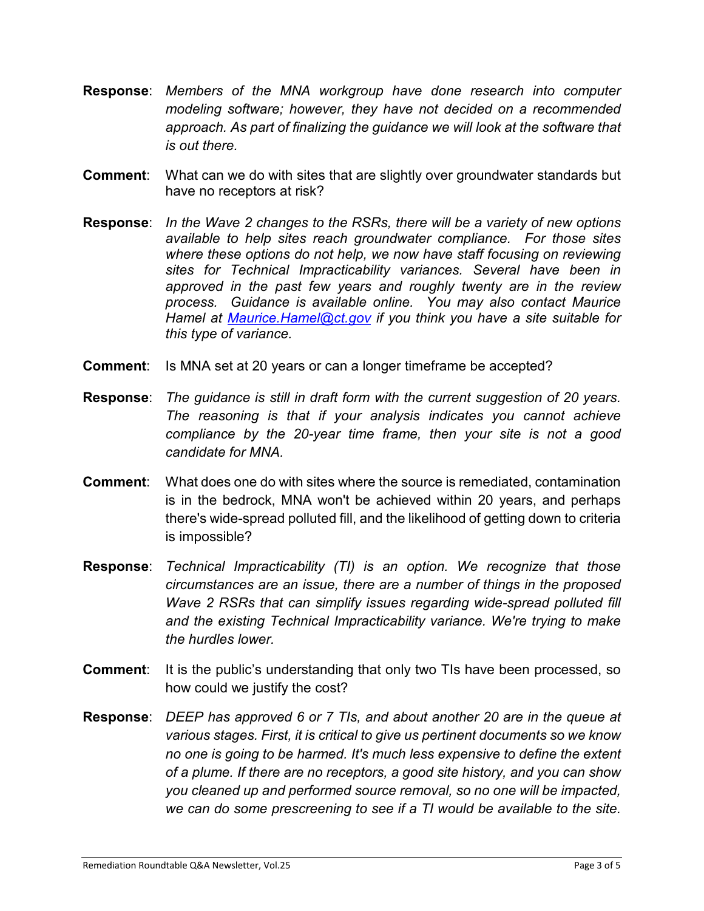**Response**: *Members of the MNA workgroup have done research into computer modeling software; however, they have not decided on a recommended approach. As part of finalizing the guidance we will look at the software that is out there.*

**Comment**: What can we do with sites that are slightly over groundwater standards but have no receptors at risk?

**Response**: *In the Wave 2 changes to the RSRs, there will be a variety of new options available to help sites reach groundwater compliance. For those sites where these options do not help, we now have staff focusing on reviewing sites for Technical Impracticability variances. Several have been in approved in the past few years and roughly twenty are in the review process. Guidance is available online. You may also contact Maurice Hamel at [Maurice.Hamel@ct.gov](mailto:Maurice.Hamel@ct.gov) if you think you have a site suitable for this type of variance.*

**Comment**: Is MNA set at 20 years or can a longer timeframe be accepted?

**Response**: *The guidance is still in draft form with the current suggestion of 20 years. The reasoning is that if your analysis indicates you cannot achieve compliance by the 20-year time frame, then your site is not a good candidate for MNA.*

**Comment**: What does one do with sites where the source is remediated, contamination is in the bedrock, MNA won't be achieved within 20 years, and perhaps there's wide-spread polluted fill, and the likelihood of getting down to criteria is impossible?

**Response**: *Technical Impracticability (TI) is an option. We recognize that those circumstances are an issue, there are a number of things in the proposed Wave 2 RSRs that can simplify issues regarding wide-spread polluted fill and the existing Technical Impracticability variance. We're trying to make the hurdles lower.*

**Comment**: It is the public's understanding that only two TIs have been processed, so how could we justify the cost?

**Response**: *DEEP has approved 6 or 7 TIs, and about another 20 are in the queue at various stages. First, it is critical to give us pertinent documents so we know no one is going to be harmed. It's much less expensive to define the extent of a plume. If there are no receptors, a good site history, and you can show you cleaned up and performed source removal, so no one will be impacted, we can do some prescreening to see if a TI would be available to the site.*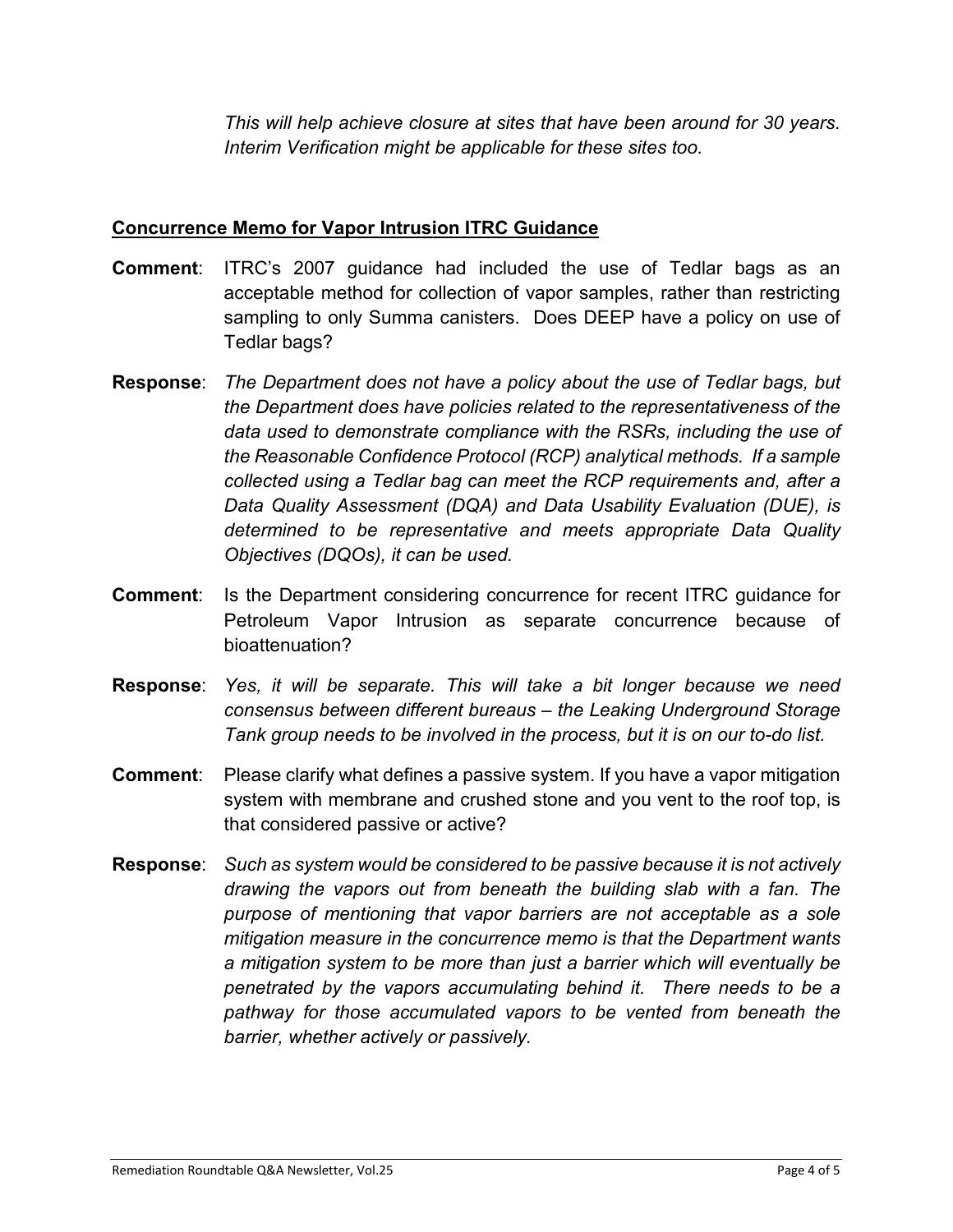*This will help achieve closure at sites that have been around for 30 years. Interim Verification might be applicable for these sites too.*

## Concurrence Memo for Vapor Intrusion ITRC Guidance

**Comment**: ITRC's 2007 guidance had included the use of Tedlar bags as an acceptable method for collection of vapor samples, rather than restricting sampling to only Summa canisters. Does DEEP have a policy on use of Tedlar bags?

**Response**: *The Department does not have a policy about the use of Tedlar bags, but the Department does have policies related to the representativeness of the data used to demonstrate compliance with the RSRs, including the use of the Reasonable Confidence Protocol (RCP) analytical methods. If a sample collected using a Tedlar bag can meet the RCP requirements and, after a Data Quality Assessment (DQA) and Data Usability Evaluation (DUE), is determined to be representative and meets appropriate Data Quality Objectives (DQOs), it can be used.*

**Comment**: Is the Department considering concurrence for recent ITRC guidance for Petroleum Vapor Intrusion as separate concurrence because of bioattenuation?

**Response**: *Yes, it will be separate. This will take a bit longer because we need consensus between different bureaus – the Leaking Underground Storage Tank group needs to be involved in the process, but it is on our to-do list.*

**Comment**: Please clarify what defines a passive system. If you have a vapor mitigation system with membrane and crushed stone and you vent to the roof top, is that considered passive or active?

**Response**: *Such as system would be considered to be passive because it is not actively drawing the vapors out from beneath the building slab with a fan. The purpose of mentioning that vapor barriers are not acceptable as a sole mitigation measure in the concurrence memo is that the Department wants a mitigation system to be more than just a barrier which will eventually be penetrated by the vapors accumulating behind it. There needs to be a pathway for those accumulated vapors to be vented from beneath the barrier, whether actively or passively.*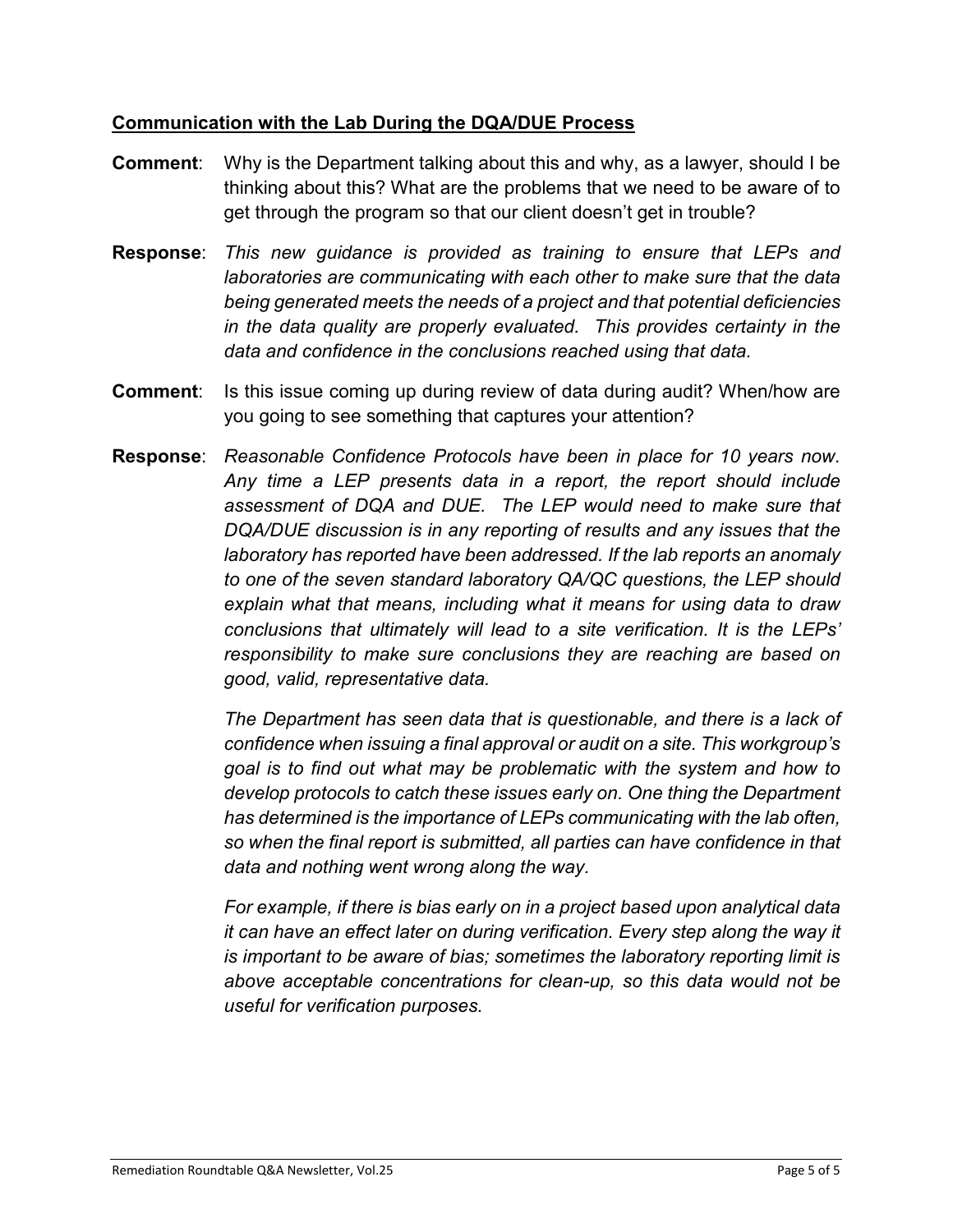**Communication with the Lab During the DQA/DUE Process**

**Comment**: Why is the Department talking about this and why, as a lawyer, should I be thinking about this? What are the problems that we need to be aware of to get through the program so that our client doesn't get in trouble?

**Response**: *This new guidance is provided as training to ensure that LEPs and laboratories are communicating with each other to make sure that the data being generated meets the needs of a project and that potential deficiencies in the data quality are properly evaluated. This provides certainty in the data and confidence in the conclusions reached using that data.*

**Comment**: Is this issue coming up during review of data during audit? When/how are you going to see something that captures your attention?

**Response**: *Reasonable Confidence Protocols have been in place for 10 years now. Any time a LEP presents data in a report, the report should include assessment of DQA and DUE. The LEP would need to make sure that DQA/DUE discussion is in any reporting of results and any issues that the laboratory has reported have been addressed. If the lab reports an anomaly to one of the seven standard laboratory QA/QC questions, the LEP should explain what that means, including what it means for using data to draw conclusions that ultimately will lead to a site verification. It is the LEPs' responsibility to make sure conclusions they are reaching are based on good, valid, representative data.*

*The Department has seen data that is questionable, and there is a lack of confidence when issuing a final approval or audit on a site. This workgroup's goal is to find out what may be problematic with the system and how to develop protocols to catch these issues early on. One thing the Department has determined is the importance of LEPs communicating with the lab often, so when the final report is submitted, all parties can have confidence in that data and nothing went wrong along the way.*

*For example, if there is bias early on in a project based upon analytical data it can have an effect later on during verification. Every step along the way it is important to be aware of bias; sometimes the laboratory reporting limit is above acceptable concentrations for clean-up, so this data would not be useful for verification purposes.*